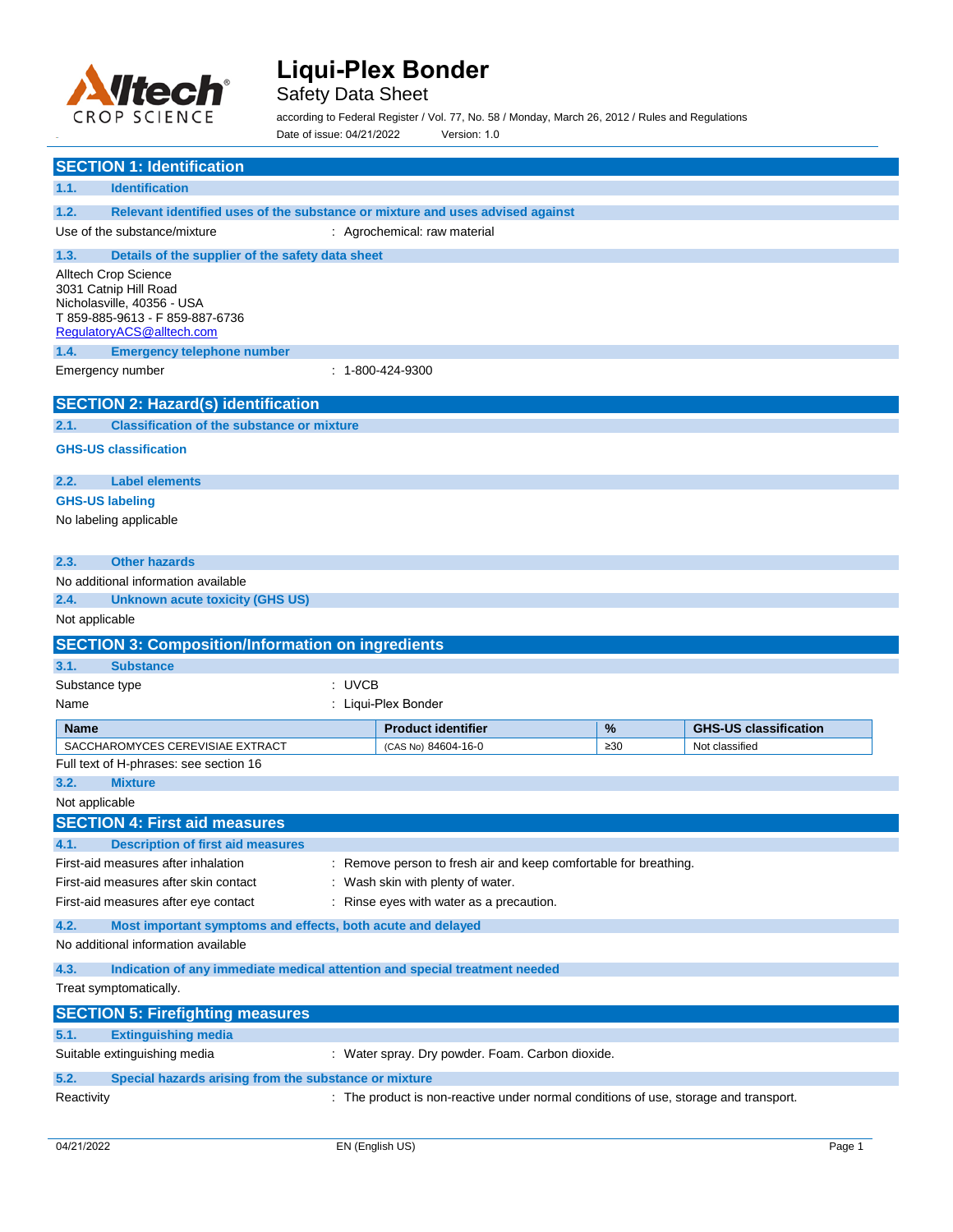# Liqui-Plex Bonder

Safety Data Sheet

according to Federal Register / Vol. 77, No. 58 / Monday, March 26, 2012 / Rules and Regulations

Date of issue: 04/21/2022 Version: 1.0

## SECTION 1: Identification

### 1.1. Identification

### 1.2. Relevant identified uses of the substance or mixture and uses advised against

Use of the substance/mixture : Agrochemical: raw material

### 1.3. Details of the supplier of the safety data sheet

Alltech Crop Science
3031 Catnip Hill Road
Nicholasville, 40356 - USA
T 859-885-9613 - F 859-887-6736
RegulatoryACS@alltech.com

### 1.4. Emergency telephone number

Emergency number : 1-800-424-9300

## SECTION 2: Hazard(s) identification

### 2.1. Classification of the substance or mixture

**GHS-US classification**

### 2.2. Label elements

**GHS-US labeling**

No labeling applicable

### 2.3. Other hazards

No additional information available

### 2.4. Unknown acute toxicity (GHS US)

Not applicable

## SECTION 3: Composition/Information on ingredients

### 3.1. Substance

Substance type : UVCB

Name : Liqui-Plex Bonder

| Name | Product identifier | % | GHS-US classification |
|---|---|---|---|
| SACCHAROMYCES CEREVISIAE EXTRACT | (CAS No) 84604-16-0 | ≥30 | Not classified |

Full text of H-phrases: see section 16

### 3.2. Mixture

Not applicable

## SECTION 4: First aid measures

### 4.1. Description of first aid measures

First-aid measures after inhalation : Remove person to fresh air and keep comfortable for breathing.

First-aid measures after skin contact : Wash skin with plenty of water.

First-aid measures after eye contact : Rinse eyes with water as a precaution.

### 4.2. Most important symptoms and effects, both acute and delayed

No additional information available

### 4.3. Indication of any immediate medical attention and special treatment needed

Treat symptomatically.

## SECTION 5: Firefighting measures

### 5.1. Extinguishing media

Suitable extinguishing media : Water spray. Dry powder. Foam. Carbon dioxide.

### 5.2. Special hazards arising from the substance or mixture

Reactivity : The product is non-reactive under normal conditions of use, storage and transport.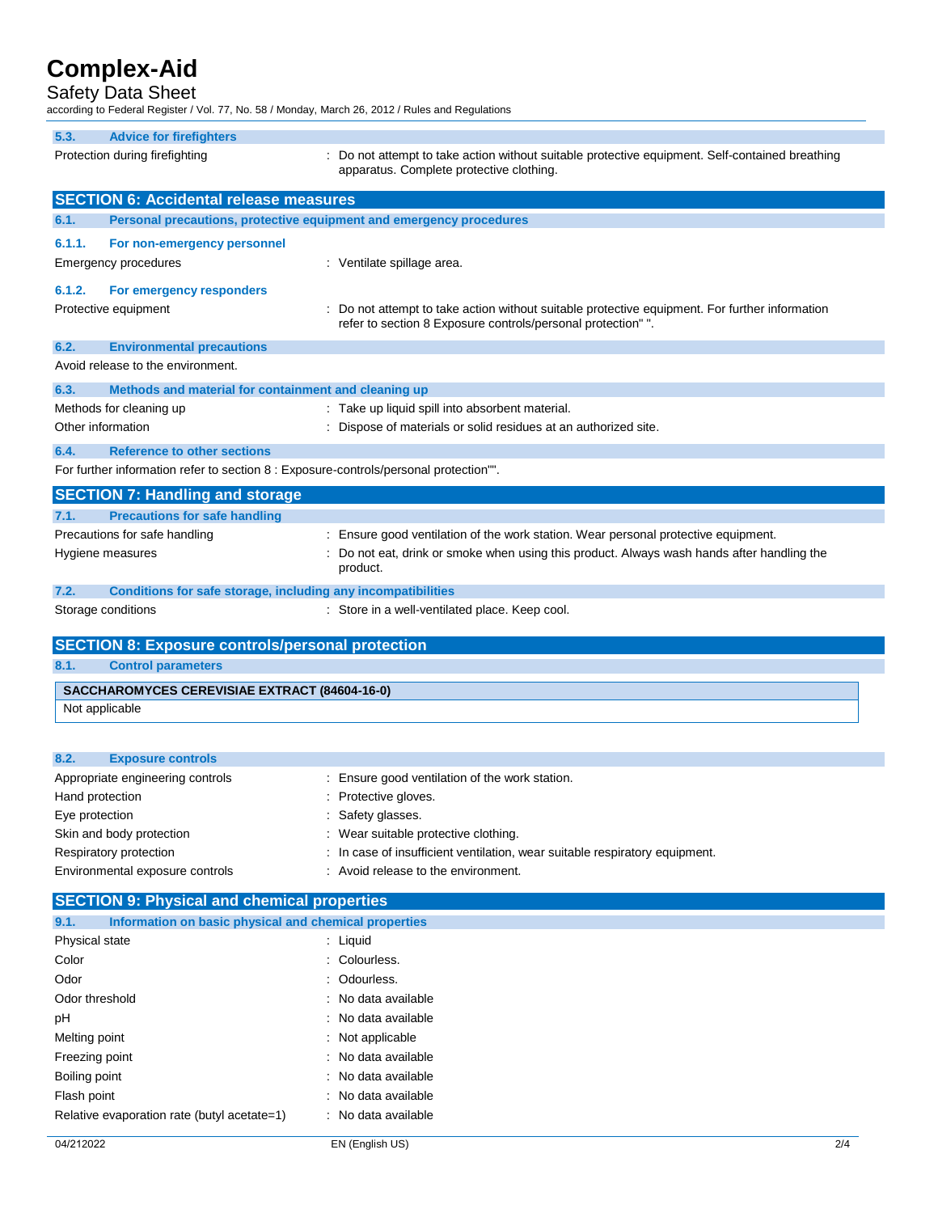### 5.3. Advice for firefighters

| | |
|---|---|
| Protection during firefighting | : Do not attempt to take action without suitable protective equipment. Self-contained breathing apparatus. Complete protective clothing. |

## SECTION 6: Accidental release measures

### 6.1. Personal precautions, protective equipment and emergency procedures

#### 6.1.1. For non-emergency personnel

| | |
|---|---|
| Emergency procedures | : Ventilate spillage area. |

#### 6.1.2. For emergency responders

| | |
|---|---|
| Protective equipment | : Do not attempt to take action without suitable protective equipment. For further information refer to section 8 Exposure controls/personal protection" ". |

### 6.2. Environmental precautions

Avoid release to the environment.

### 6.3. Methods and material for containment and cleaning up

| | |
|---|---|
| Methods for cleaning up | : Take up liquid spill into absorbent material. |
| Other information | : Dispose of materials or solid residues at an authorized site. |

### 6.4. Reference to other sections

For further information refer to section 8 : Exposure-controls/personal protection"".

## SECTION 7: Handling and storage

### 7.1. Precautions for safe handling

| | |
|---|---|
| Precautions for safe handling | : Ensure good ventilation of the work station. Wear personal protective equipment. |
| Hygiene measures | : Do not eat, drink or smoke when using this product. Always wash hands after handling the product. |

### 7.2. Conditions for safe storage, including any incompatibilities

| | |
|---|---|
| Storage conditions | : Store in a well-ventilated place. Keep cool. |

## SECTION 8: Exposure controls/personal protection

### 8.1. Control parameters

| SACCHAROMYCES CEREVISIAE EXTRACT (84604-16-0) |
|---|
| Not applicable |

### 8.2. Exposure controls

| | |
|---|---|
| Appropriate engineering controls | : Ensure good ventilation of the work station. |
| Hand protection | : Protective gloves. |
| Eye protection | : Safety glasses. |
| Skin and body protection | : Wear suitable protective clothing. |
| Respiratory protection | : In case of insufficient ventilation, wear suitable respiratory equipment. |
| Environmental exposure controls | : Avoid release to the environment. |

## SECTION 9: Physical and chemical properties

### 9.1. Information on basic physical and chemical properties

| | |
|---|---|
| Physical state | : Liquid |
| Color | : Colourless. |
| Odor | : Odourless. |
| Odor threshold | : No data available |
| pH | : No data available |
| Melting point | : Not applicable |
| Freezing point | : No data available |
| Boiling point | : No data available |
| Flash point | : No data available |
| Relative evaporation rate (butyl acetate=1) | : No data available |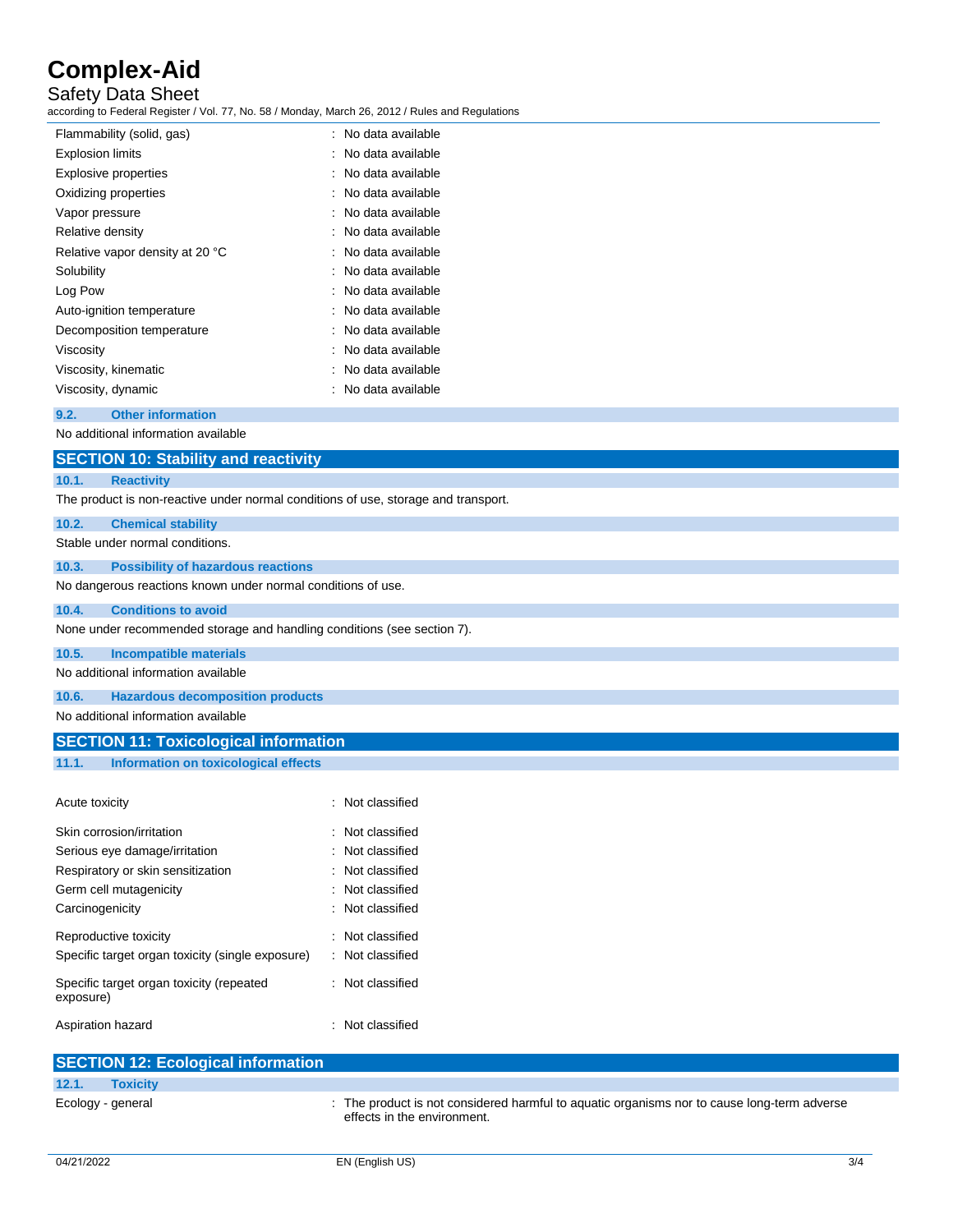| | |
|---|---|
| Flammability (solid, gas) | : No data available |
| Explosion limits | : No data available |
| Explosive properties | : No data available |
| Oxidizing properties | : No data available |
| Vapor pressure | : No data available |
| Relative density | : No data available |
| Relative vapor density at 20 °C | : No data available |
| Solubility | : No data available |
| Log Pow | : No data available |
| Auto-ignition temperature | : No data available |
| Decomposition temperature | : No data available |
| Viscosity | : No data available |
| Viscosity, kinematic | : No data available |
| Viscosity, dynamic | : No data available |

### 9.2. Other information

No additional information available

## SECTION 10: Stability and reactivity

### 10.1. Reactivity

The product is non-reactive under normal conditions of use, storage and transport.

### 10.2. Chemical stability

Stable under normal conditions.

### 10.3. Possibility of hazardous reactions

No dangerous reactions known under normal conditions of use.

### 10.4. Conditions to avoid

None under recommended storage and handling conditions (see section 7).

### 10.5. Incompatible materials

No additional information available

### 10.6. Hazardous decomposition products

No additional information available

## SECTION 11: Toxicological information

### 11.1. Information on toxicological effects

| | |
|---|---|
| Acute toxicity | : Not classified |
| Skin corrosion/irritation | : Not classified |
| Serious eye damage/irritation | : Not classified |
| Respiratory or skin sensitization | : Not classified |
| Germ cell mutagenicity | : Not classified |
| Carcinogenicity | : Not classified |
| Reproductive toxicity | : Not classified |
| Specific target organ toxicity (single exposure) | : Not classified |
| Specific target organ toxicity (repeated exposure) | : Not classified |
| Aspiration hazard | : Not classified |

## SECTION 12: Ecological information

### 12.1. Toxicity

| | |
|---|---|
| Ecology - general | : The product is not considered harmful to aquatic organisms nor to cause long-term adverse effects in the environment. |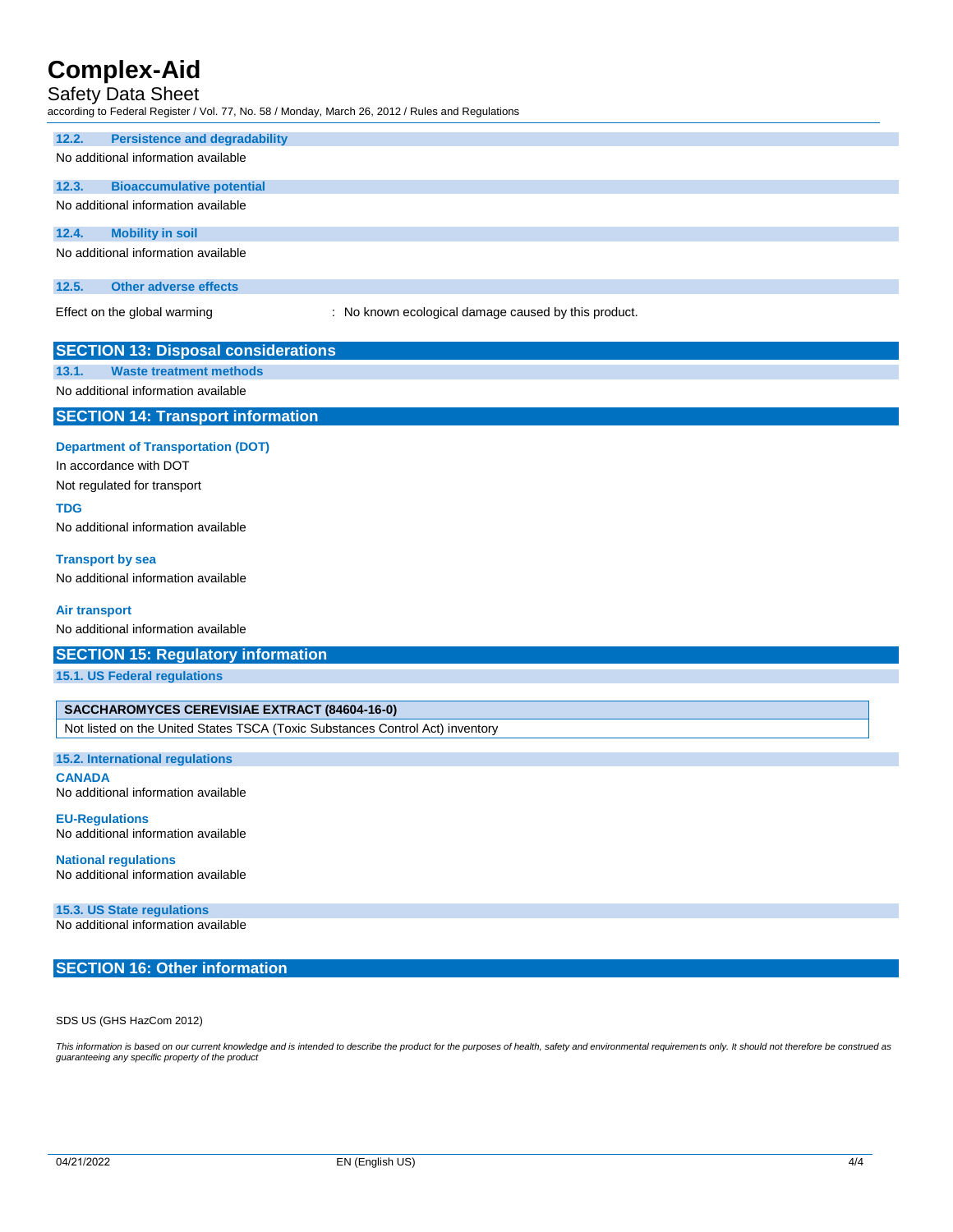### 12.2. Persistence and degradability

No additional information available

### 12.3. Bioaccumulative potential

No additional information available

### 12.4. Mobility in soil

No additional information available

### 12.5. Other adverse effects

Effect on the global warming : No known ecological damage caused by this product.

## SECTION 13: Disposal considerations

### 13.1. Waste treatment methods

No additional information available

## SECTION 14: Transport information

**Department of Transportation (DOT)**

In accordance with DOT

Not regulated for transport

**TDG**

No additional information available

**Transport by sea**

No additional information available

**Air transport**

No additional information available

## SECTION 15: Regulatory information

### 15.1. US Federal regulations

| SACCHAROMYCES CEREVISIAE EXTRACT (84604-16-0) |
|---|
| Not listed on the United States TSCA (Toxic Substances Control Act) inventory |

### 15.2. International regulations

**CANADA**

No additional information available

**EU-Regulations**

No additional information available

**National regulations**

No additional information available

### 15.3. US State regulations

No additional information available

## SECTION 16: Other information

SDS US (GHS HazCom 2012)

*This information is based on our current knowledge and is intended to describe the product for the purposes of health, safety and environmental requirements only. It should not therefore be construed as guaranteeing any specific property of the product*